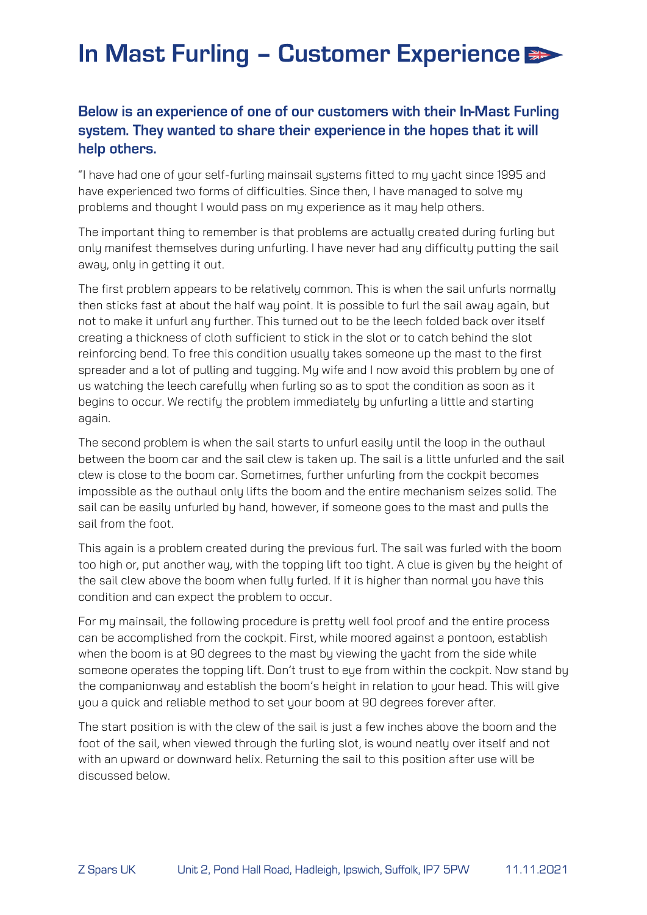# In Mast Furling – Customer Experience

**Below is an experience of one of our customers with their In-Mast Furling system. They wanted to share their experience in the hopes that it will help others.**

"I have had one of your self-furling mainsail systems fitted to my yacht since 1995 and have experienced two forms of difficulties. Since then, I have managed to solve my problems and thought I would pass on my experience as it may help others.

The important thing to remember is that problems are actually created during furling but only manifest themselves during unfurling. I have never had any difficulty putting the sail away, only in getting it out.

The first problem appears to be relatively common. This is when the sail unfurls normally then sticks fast at about the half way point. It is possible to furl the sail away again, but not to make it unfurl any further. This turned out to be the leech folded back over itself creating a thickness of cloth sufficient to stick in the slot or to catch behind the slot reinforcing bend. To free this condition usually takes someone up the mast to the first spreader and a lot of pulling and tugging. My wife and I now avoid this problem by one of us watching the leech carefully when furling so as to spot the condition as soon as it begins to occur. We rectify the problem immediately by unfurling a little and starting again.

The second problem is when the sail starts to unfurl easily until the loop in the outhaul between the boom car and the sail clew is taken up. The sail is a little unfurled and the sail clew is close to the boom car. Sometimes, further unfurling from the cockpit becomes impossible as the outhaul only lifts the boom and the entire mechanism seizes solid. The sail can be easily unfurled by hand, however, if someone goes to the mast and pulls the sail from the foot.

This again is a problem created during the previous furl. The sail was furled with the boom too high or, put another way, with the topping lift too tight. A clue is given by the height of the sail clew above the boom when fully furled. If it is higher than normal you have this condition and can expect the problem to occur.

For my mainsail, the following procedure is pretty well fool proof and the entire process can be accomplished from the cockpit. First, while moored against a pontoon, establish when the boom is at 90 degrees to the mast by viewing the yacht from the side while someone operates the topping lift. Don't trust to eye from within the cockpit. Now stand by the companionway and establish the boom's height in relation to your head. This will give you a quick and reliable method to set your boom at 90 degrees forever after.

The start position is with the clew of the sail is just a few inches above the boom and the foot of the sail, when viewed through the furling slot, is wound neatly over itself and not with an upward or downward helix. Returning the sail to this position after use will be discussed below.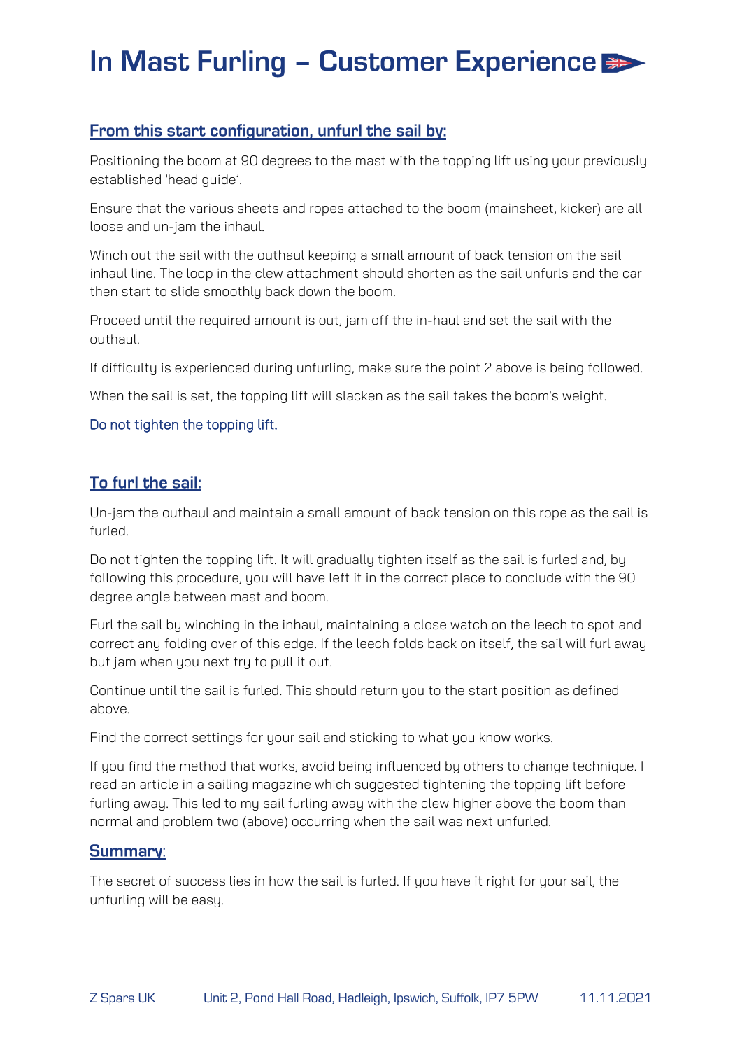# In Mast Furling – Customer Experience

## From this start configuration, unfurl the sail by:

Positioning the boom at 90 degrees to the mast with the topping lift using your previously established 'head guide'.

Ensure that the various sheets and ropes attached to the boom (mainsheet, kicker) are all loose and un-jam the inhaul.

Winch out the sail with the outhaul keeping a small amount of back tension on the sail inhaul line. The loop in the clew attachment should shorten as the sail unfurls and the car then start to slide smoothly back down the boom.

Proceed until the required amount is out, jam off the in-haul and set the sail with the outhaul.

If difficulty is experienced during unfurling, make sure the point 2 above is being followed.

When the sail is set, the topping lift will slacken as the sail takes the boom's weight.

Do not tighten the topping lift.

## To furl the sail:

Un-jam the outhaul and maintain a small amount of back tension on this rope as the sail is furled.

Do not tighten the topping lift. It will gradually tighten itself as the sail is furled and, by following this procedure, you will have left it in the correct place to conclude with the 90 degree angle between mast and boom.

Furl the sail by winching in the inhaul, maintaining a close watch on the leech to spot and correct any folding over of this edge. If the leech folds back on itself, the sail will furl away but jam when you next try to pull it out.

Continue until the sail is furled. This should return you to the start position as defined above.

Find the correct settings for your sail and sticking to what you know works.

If you find the method that works, avoid being influenced by others to change technique. I read an article in a sailing magazine which suggested tightening the topping lift before furling away. This led to my sail furling away with the clew higher above the boom than normal and problem two (above) occurring when the sail was next unfurled.

## Summary:

The secret of success lies in how the sail is furled. If you have it right for your sail, the unfurling will be easy.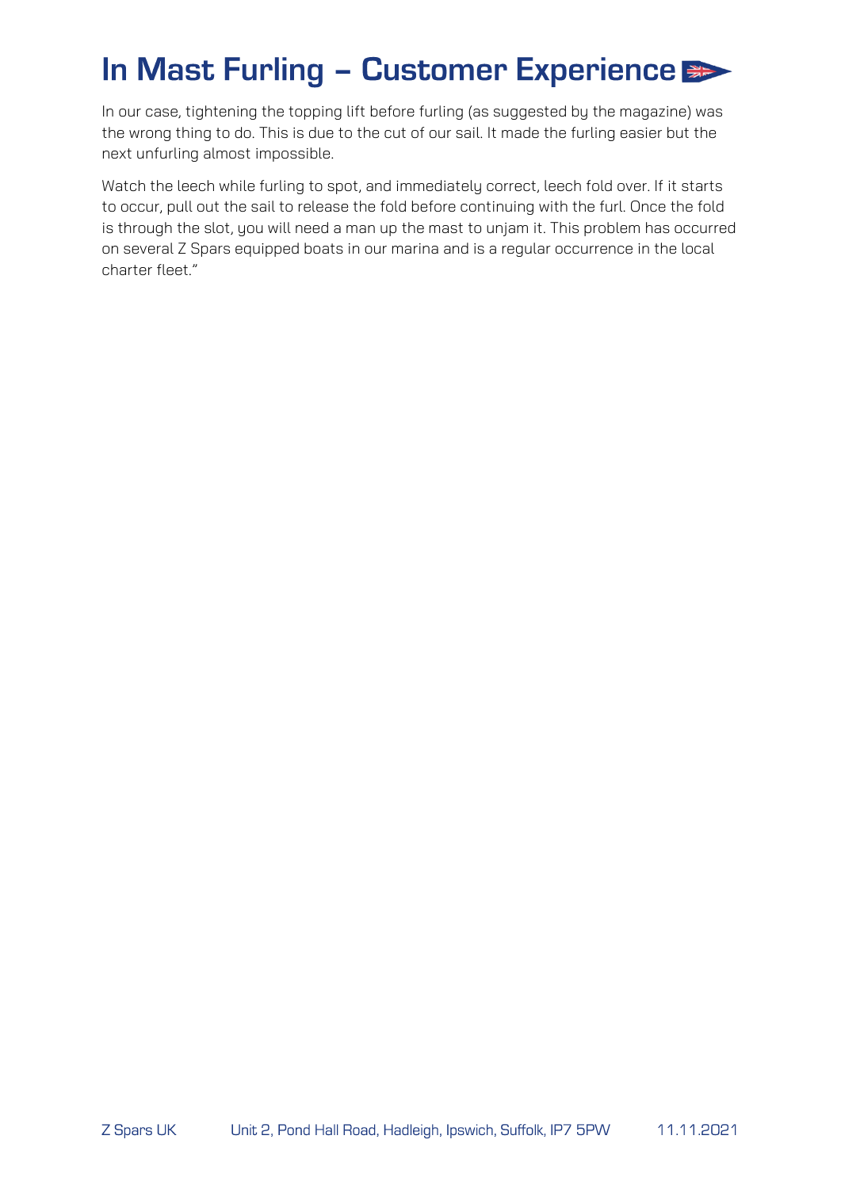# In Mast Furling – Customer Experience

In our case, tightening the topping lift before furling (as suggested by the magazine) was the wrong thing to do. This is due to the cut of our sail. It made the furling easier but the next unfurling almost impossible.

Watch the leech while furling to spot, and immediately correct, leech fold over. If it starts to occur, pull out the sail to release the fold before continuing with the furl. Once the fold is through the slot, you will need a man up the mast to unjam it. This problem has occurred on several Z Spars equipped boats in our marina and is a regular occurrence in the local charter fleet."